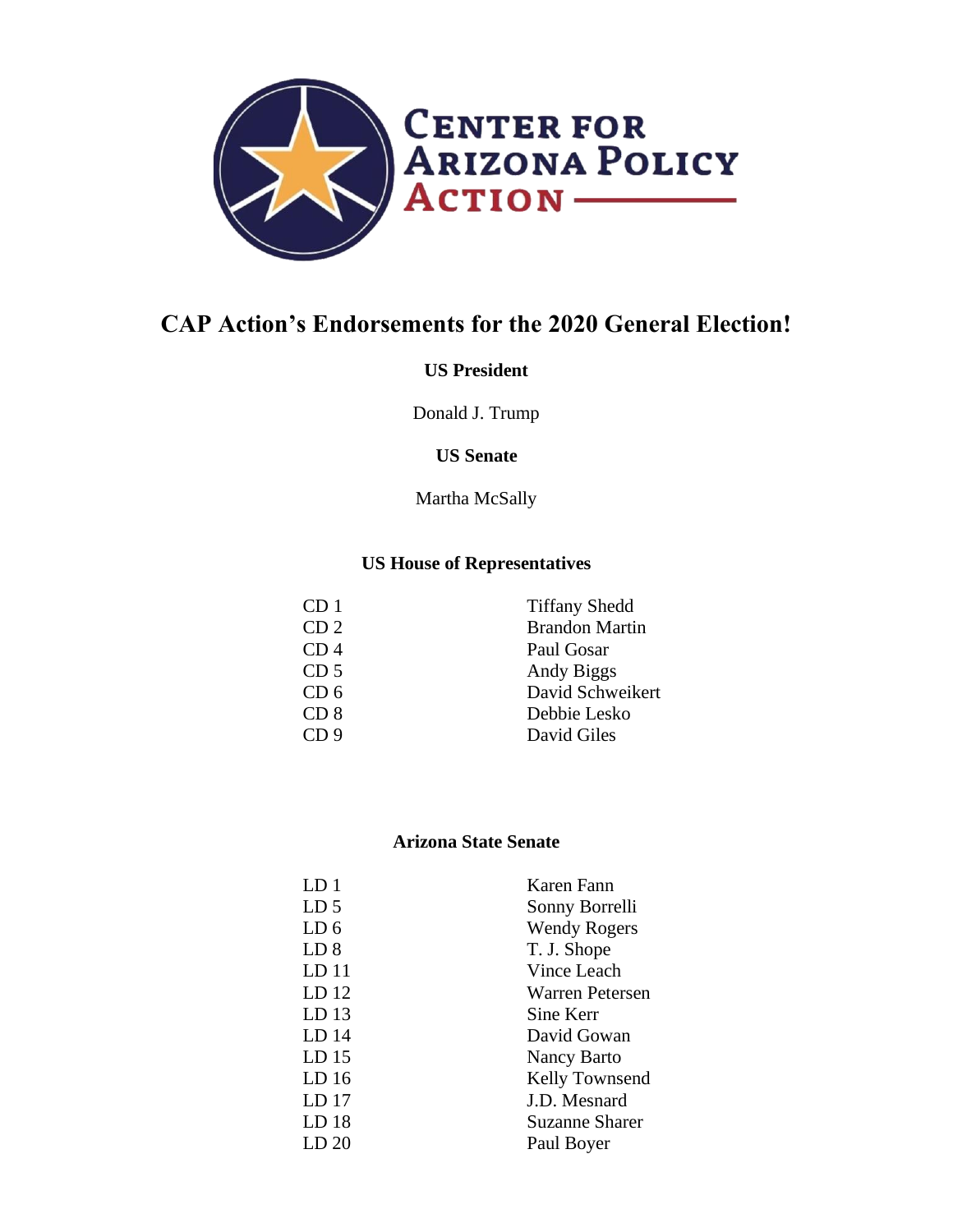CENTER FOR ARIZONA POLICY ACTION

# CAP Action's Endorsements for the 2020 General Election!

### US President

Donald J. Trump

### US Senate

Martha McSally

### US House of Representatives

| | |
|---|---|
| CD 1 | Tiffany Shedd |
| CD 2 | Brandon Martin |
| CD 4 | Paul Gosar |
| CD 5 | Andy Biggs |
| CD 6 | David Schweikert |
| CD 8 | Debbie Lesko |
| CD 9 | David Giles |

### Arizona State Senate

| | |
|---|---|
| LD 1 | Karen Fann |
| LD 5 | Sonny Borrelli |
| LD 6 | Wendy Rogers |
| LD 8 | T. J. Shope |
| LD 11 | Vince Leach |
| LD 12 | Warren Petersen |
| LD 13 | Sine Kerr |
| LD 14 | David Gowan |
| LD 15 | Nancy Barto |
| LD 16 | Kelly Townsend |
| LD 17 | J.D. Mesnard |
| LD 18 | Suzanne Sharer |
| LD 20 | Paul Boyer |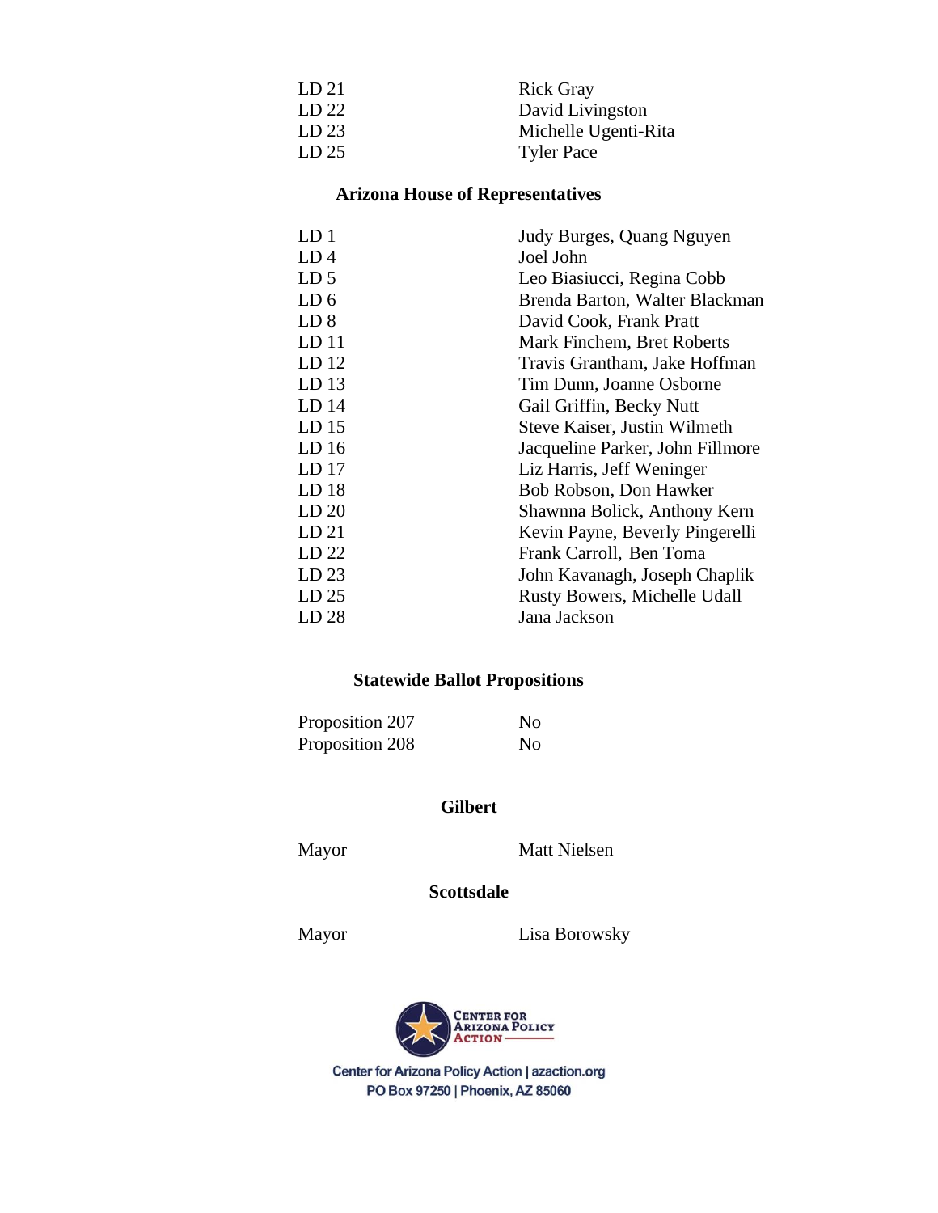| | |
|---|---|
| LD 21 | Rick Gray |
| LD 22 | David Livingston |
| LD 23 | Michelle Ugenti-Rita |
| LD 25 | Tyler Pace |

## Arizona House of Representatives

| | |
|---|---|
| LD 1 | Judy Burges, Quang Nguyen |
| LD 4 | Joel John |
| LD 5 | Leo Biasiucci, Regina Cobb |
| LD 6 | Brenda Barton, Walter Blackman |
| LD 8 | David Cook, Frank Pratt |
| LD 11 | Mark Finchem, Bret Roberts |
| LD 12 | Travis Grantham, Jake Hoffman |
| LD 13 | Tim Dunn, Joanne Osborne |
| LD 14 | Gail Griffin, Becky Nutt |
| LD 15 | Steve Kaiser, Justin Wilmeth |
| LD 16 | Jacqueline Parker, John Fillmore |
| LD 17 | Liz Harris, Jeff Weninger |
| LD 18 | Bob Robson, Don Hawker |
| LD 20 | Shawnna Bolick, Anthony Kern |
| LD 21 | Kevin Payne, Beverly Pingerelli |
| LD 22 | Frank Carroll, Ben Toma |
| LD 23 | John Kavanagh, Joseph Chaplik |
| LD 25 | Rusty Bowers, Michelle Udall |
| LD 28 | Jana Jackson |

## Statewide Ballot Propositions

| | |
|---|---|
| Proposition 207 | No |
| Proposition 208 | No |

## Gilbert

| | |
|---|---|
| Mayor | Matt Nielsen |

## Scottsdale

| | |
|---|---|
| Mayor | Lisa Borowsky |

Center for Arizona Policy Action | azaction.org
PO Box 97250 | Phoenix, AZ 85060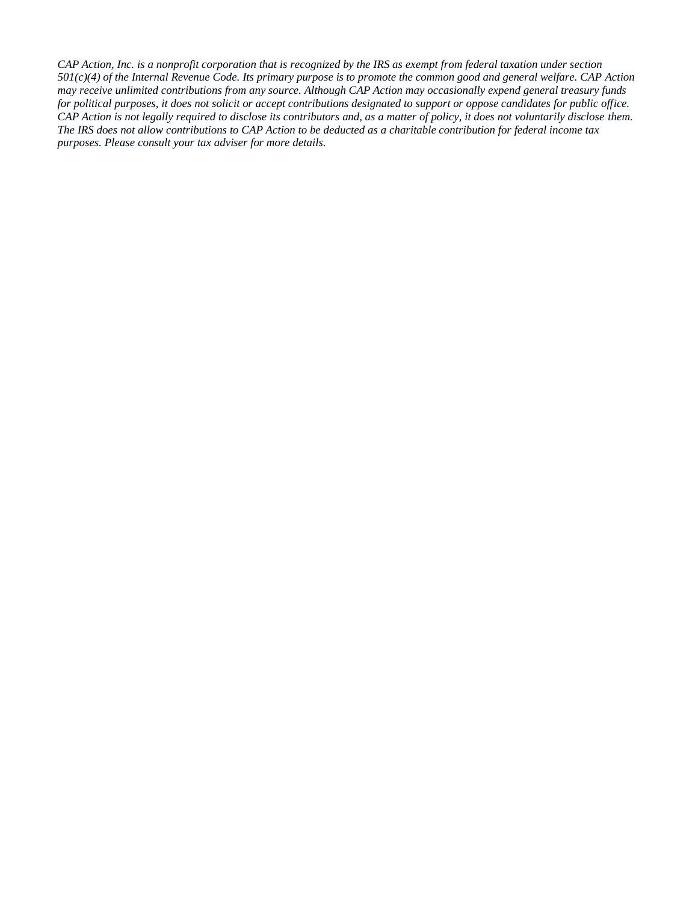*CAP Action, Inc. is a nonprofit corporation that is recognized by the IRS as exempt from federal taxation under section 501(c)(4) of the Internal Revenue Code. Its primary purpose is to promote the common good and general welfare. CAP Action may receive unlimited contributions from any source. Although CAP Action may occasionally expend general treasury funds for political purposes, it does not solicit or accept contributions designated to support or oppose candidates for public office. CAP Action is not legally required to disclose its contributors and, as a matter of policy, it does not voluntarily disclose them. The IRS does not allow contributions to CAP Action to be deducted as a charitable contribution for federal income tax purposes. Please consult your tax adviser for more details.*